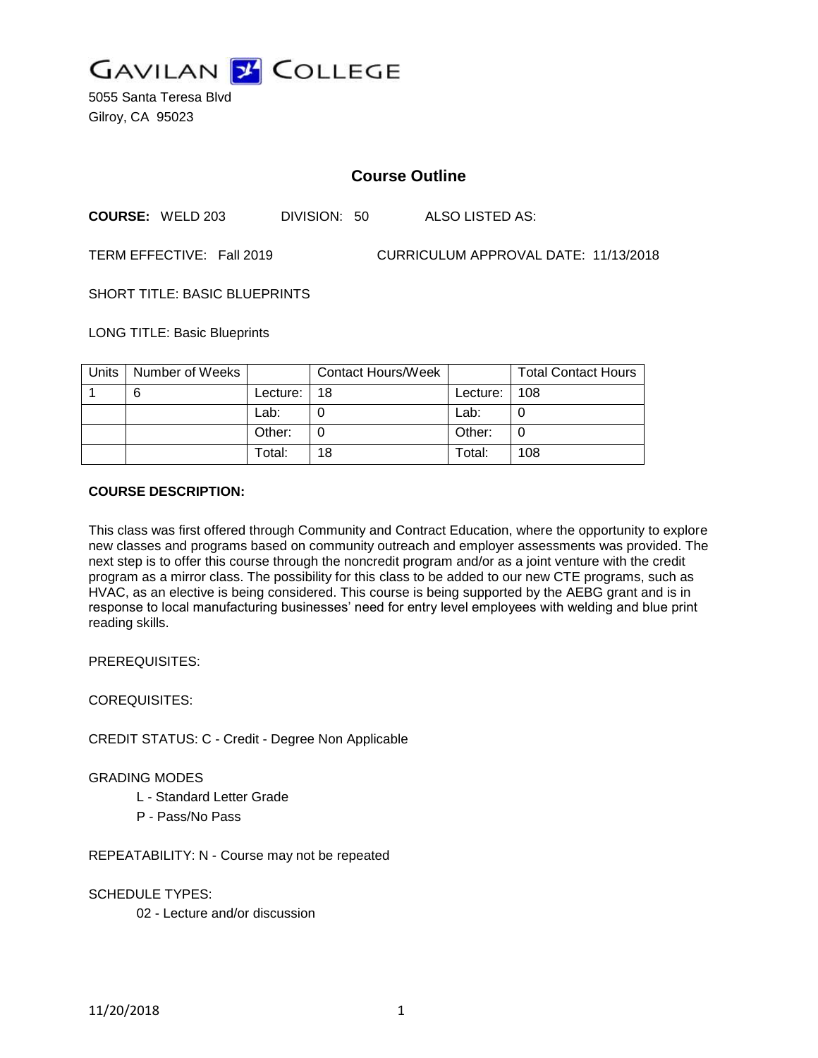GAVILAN COLLEGE

5055 Santa Teresa Blvd
Gilroy, CA 95023

# Course Outline

**COURSE:** WELD 203 DIVISION: 50 ALSO LISTED AS:

TERM EFFECTIVE: Fall 2019 CURRICULUM APPROVAL DATE: 11/13/2018

SHORT TITLE: BASIC BLUEPRINTS

LONG TITLE: Basic Blueprints

| Units | Number of Weeks | | Contact Hours/Week | | Total Contact Hours |
|---|---|---|---|---|---|
| 1 | 6 | Lecture: | 18 | Lecture: | 108 |
| | | Lab: | 0 | Lab: | 0 |
| | | Other: | 0 | Other: | 0 |
| | | Total: | 18 | Total: | 108 |

**COURSE DESCRIPTION:**

This class was first offered through Community and Contract Education, where the opportunity to explore new classes and programs based on community outreach and employer assessments was provided. The next step is to offer this course through the noncredit program and/or as a joint venture with the credit program as a mirror class. The possibility for this class to be added to our new CTE programs, such as HVAC, as an elective is being considered. This course is being supported by the AEBG grant and is in response to local manufacturing businesses' need for entry level employees with welding and blue print reading skills.

PREREQUISITES:

COREQUISITES:

CREDIT STATUS: C - Credit - Degree Non Applicable

GRADING MODES

- L - Standard Letter Grade
- P - Pass/No Pass

REPEATABILITY: N - Course may not be repeated

SCHEDULE TYPES:

- 02 - Lecture and/or discussion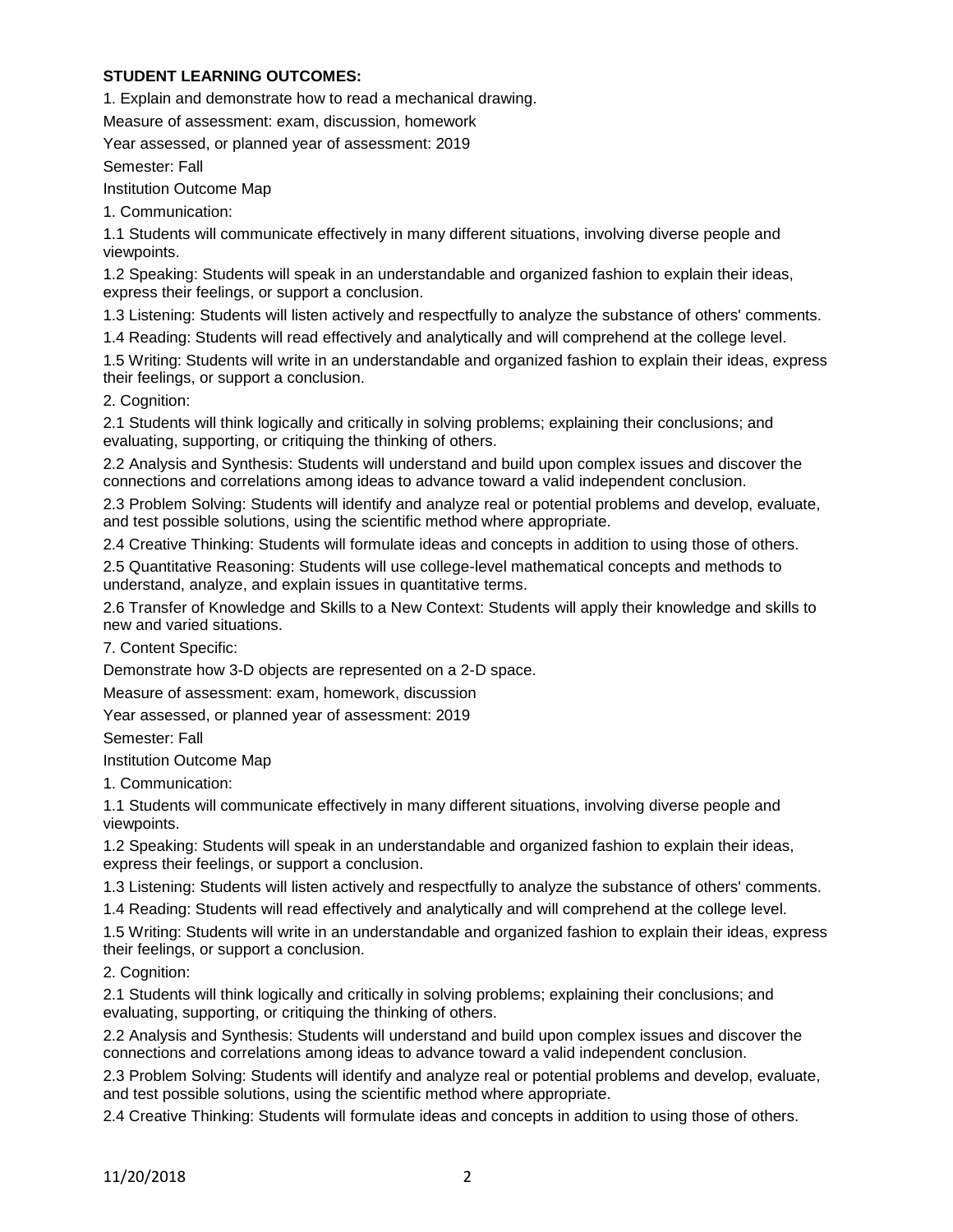**STUDENT LEARNING OUTCOMES:**

1. Explain and demonstrate how to read a mechanical drawing.

Measure of assessment: exam, discussion, homework

Year assessed, or planned year of assessment: 2019

Semester: Fall

Institution Outcome Map

1. Communication:

1.1 Students will communicate effectively in many different situations, involving diverse people and viewpoints.

1.2 Speaking: Students will speak in an understandable and organized fashion to explain their ideas, express their feelings, or support a conclusion.

1.3 Listening: Students will listen actively and respectfully to analyze the substance of others' comments.

1.4 Reading: Students will read effectively and analytically and will comprehend at the college level.

1.5 Writing: Students will write in an understandable and organized fashion to explain their ideas, express their feelings, or support a conclusion.

2. Cognition:

2.1 Students will think logically and critically in solving problems; explaining their conclusions; and evaluating, supporting, or critiquing the thinking of others.

2.2 Analysis and Synthesis: Students will understand and build upon complex issues and discover the connections and correlations among ideas to advance toward a valid independent conclusion.

2.3 Problem Solving: Students will identify and analyze real or potential problems and develop, evaluate, and test possible solutions, using the scientific method where appropriate.

2.4 Creative Thinking: Students will formulate ideas and concepts in addition to using those of others.

2.5 Quantitative Reasoning: Students will use college-level mathematical concepts and methods to understand, analyze, and explain issues in quantitative terms.

2.6 Transfer of Knowledge and Skills to a New Context: Students will apply their knowledge and skills to new and varied situations.

7. Content Specific:

Demonstrate how 3-D objects are represented on a 2-D space.

Measure of assessment: exam, homework, discussion

Year assessed, or planned year of assessment: 2019

Semester: Fall

Institution Outcome Map

1. Communication:

1.1 Students will communicate effectively in many different situations, involving diverse people and viewpoints.

1.2 Speaking: Students will speak in an understandable and organized fashion to explain their ideas, express their feelings, or support a conclusion.

1.3 Listening: Students will listen actively and respectfully to analyze the substance of others' comments.

1.4 Reading: Students will read effectively and analytically and will comprehend at the college level.

1.5 Writing: Students will write in an understandable and organized fashion to explain their ideas, express their feelings, or support a conclusion.

2. Cognition:

2.1 Students will think logically and critically in solving problems; explaining their conclusions; and evaluating, supporting, or critiquing the thinking of others.

2.2 Analysis and Synthesis: Students will understand and build upon complex issues and discover the connections and correlations among ideas to advance toward a valid independent conclusion.

2.3 Problem Solving: Students will identify and analyze real or potential problems and develop, evaluate, and test possible solutions, using the scientific method where appropriate.

2.4 Creative Thinking: Students will formulate ideas and concepts in addition to using those of others.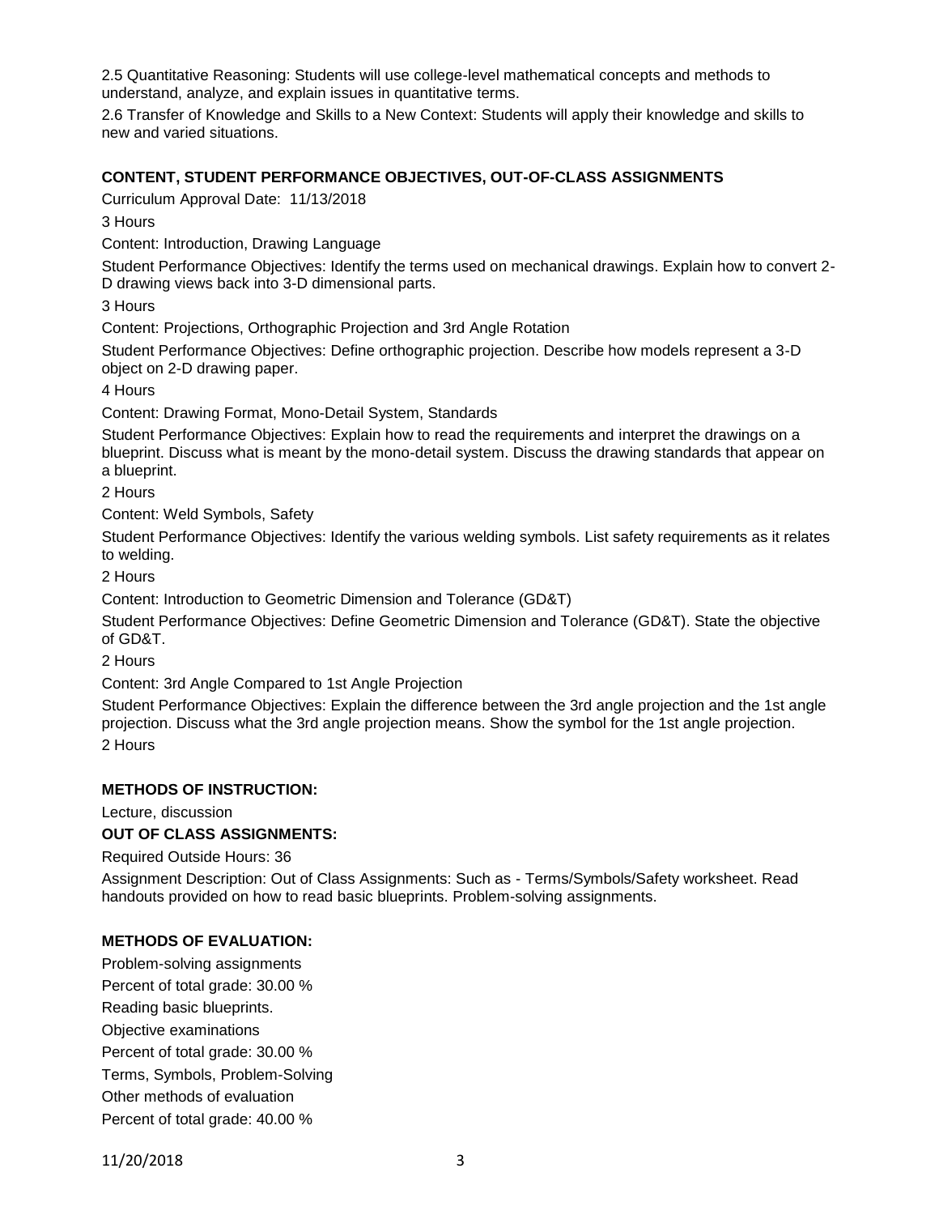2.5 Quantitative Reasoning: Students will use college-level mathematical concepts and methods to understand, analyze, and explain issues in quantitative terms.

2.6 Transfer of Knowledge and Skills to a New Context: Students will apply their knowledge and skills to new and varied situations.

**CONTENT, STUDENT PERFORMANCE OBJECTIVES, OUT-OF-CLASS ASSIGNMENTS**

Curriculum Approval Date: 11/13/2018

3 Hours

Content: Introduction, Drawing Language

Student Performance Objectives: Identify the terms used on mechanical drawings. Explain how to convert 2-D drawing views back into 3-D dimensional parts.

3 Hours

Content: Projections, Orthographic Projection and 3rd Angle Rotation

Student Performance Objectives: Define orthographic projection. Describe how models represent a 3-D object on 2-D drawing paper.

4 Hours

Content: Drawing Format, Mono-Detail System, Standards

Student Performance Objectives: Explain how to read the requirements and interpret the drawings on a blueprint. Discuss what is meant by the mono-detail system. Discuss the drawing standards that appear on a blueprint.

2 Hours

Content: Weld Symbols, Safety

Student Performance Objectives: Identify the various welding symbols. List safety requirements as it relates to welding.

2 Hours

Content: Introduction to Geometric Dimension and Tolerance (GD&T)

Student Performance Objectives: Define Geometric Dimension and Tolerance (GD&T). State the objective of GD&T.

2 Hours

Content: 3rd Angle Compared to 1st Angle Projection

Student Performance Objectives: Explain the difference between the 3rd angle projection and the 1st angle projection. Discuss what the 3rd angle projection means. Show the symbol for the 1st angle projection.

2 Hours

**METHODS OF INSTRUCTION:**

Lecture, discussion

**OUT OF CLASS ASSIGNMENTS:**

Required Outside Hours: 36

Assignment Description: Out of Class Assignments: Such as - Terms/Symbols/Safety worksheet. Read handouts provided on how to read basic blueprints. Problem-solving assignments.

**METHODS OF EVALUATION:**

Problem-solving assignments

Percent of total grade: 30.00 %

Reading basic blueprints.

Objective examinations

Percent of total grade: 30.00 %

Terms, Symbols, Problem-Solving

Other methods of evaluation

Percent of total grade: 40.00 %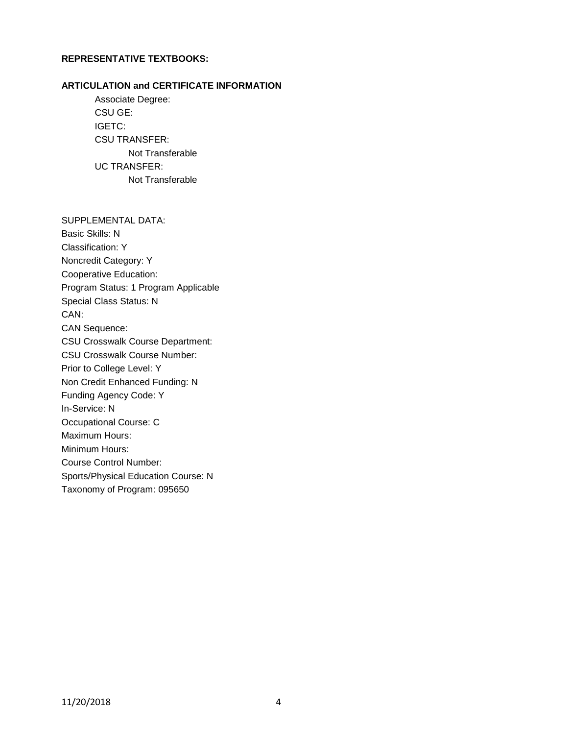**REPRESENTATIVE TEXTBOOKS:**

**ARTICULATION and CERTIFICATE INFORMATION**

Associate Degree:
CSU GE:
IGETC:
CSU TRANSFER:
Not Transferable
UC TRANSFER:
Not Transferable

SUPPLEMENTAL DATA:
Basic Skills: N
Classification: Y
Noncredit Category: Y
Cooperative Education:
Program Status: 1 Program Applicable
Special Class Status: N
CAN:
CAN Sequence:
CSU Crosswalk Course Department:
CSU Crosswalk Course Number:
Prior to College Level: Y
Non Credit Enhanced Funding: N
Funding Agency Code: Y
In-Service: N
Occupational Course: C
Maximum Hours:
Minimum Hours:
Course Control Number:
Sports/Physical Education Course: N
Taxonomy of Program: 095650